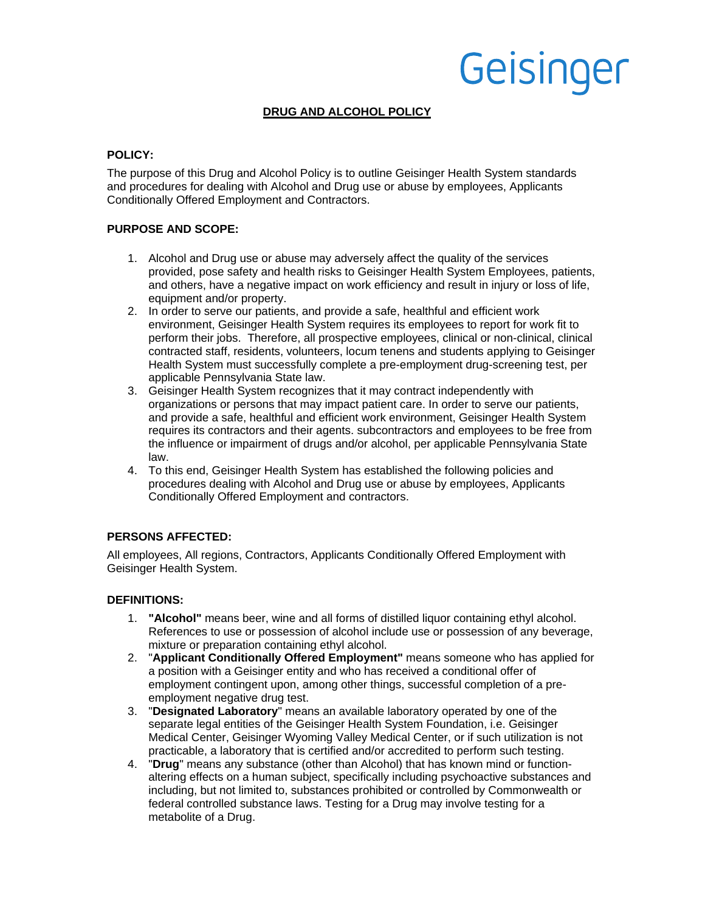Geisinger

# DRUG AND ALCOHOL POLICY

## POLICY:

The purpose of this Drug and Alcohol Policy is to outline Geisinger Health System standards and procedures for dealing with Alcohol and Drug use or abuse by employees, Applicants Conditionally Offered Employment and Contractors.

## PURPOSE AND SCOPE:

1. Alcohol and Drug use or abuse may adversely affect the quality of the services provided, pose safety and health risks to Geisinger Health System Employees, patients, and others, have a negative impact on work efficiency and result in injury or loss of life, equipment and/or property.
2. In order to serve our patients, and provide a safe, healthful and efficient work environment, Geisinger Health System requires its employees to report for work fit to perform their jobs. Therefore, all prospective employees, clinical or non-clinical, clinical contracted staff, residents, volunteers, locum tenens and students applying to Geisinger Health System must successfully complete a pre-employment drug-screening test, per applicable Pennsylvania State law.
3. Geisinger Health System recognizes that it may contract independently with organizations or persons that may impact patient care. In order to serve our patients, and provide a safe, healthful and efficient work environment, Geisinger Health System requires its contractors and their agents. subcontractors and employees to be free from the influence or impairment of drugs and/or alcohol, per applicable Pennsylvania State law.
4. To this end, Geisinger Health System has established the following policies and procedures dealing with Alcohol and Drug use or abuse by employees, Applicants Conditionally Offered Employment and contractors.

## PERSONS AFFECTED:

All employees, All regions, Contractors, Applicants Conditionally Offered Employment with Geisinger Health System.

## DEFINITIONS:

1. **"Alcohol"** means beer, wine and all forms of distilled liquor containing ethyl alcohol. References to use or possession of alcohol include use or possession of any beverage, mixture or preparation containing ethyl alcohol.
2. "**Applicant Conditionally Offered Employment"** means someone who has applied for a position with a Geisinger entity and who has received a conditional offer of employment contingent upon, among other things, successful completion of a pre-employment negative drug test.
3. "**Designated Laboratory**" means an available laboratory operated by one of the separate legal entities of the Geisinger Health System Foundation, i.e. Geisinger Medical Center, Geisinger Wyoming Valley Medical Center, or if such utilization is not practicable, a laboratory that is certified and/or accredited to perform such testing.
4. "**Drug**" means any substance (other than Alcohol) that has known mind or function-altering effects on a human subject, specifically including psychoactive substances and including, but not limited to, substances prohibited or controlled by Commonwealth or federal controlled substance laws. Testing for a Drug may involve testing for a metabolite of a Drug.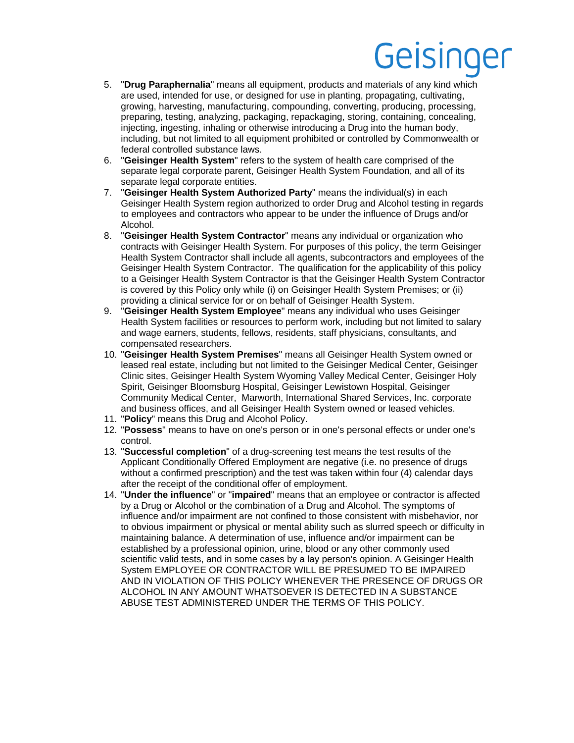5. "**Drug Paraphernalia**" means all equipment, products and materials of any kind which are used, intended for use, or designed for use in planting, propagating, cultivating, growing, harvesting, manufacturing, compounding, converting, producing, processing, preparing, testing, analyzing, packaging, repackaging, storing, containing, concealing, injecting, ingesting, inhaling or otherwise introducing a Drug into the human body, including, but not limited to all equipment prohibited or controlled by Commonwealth or federal controlled substance laws.
6. "**Geisinger Health System**" refers to the system of health care comprised of the separate legal corporate parent, Geisinger Health System Foundation, and all of its separate legal corporate entities.
7. "**Geisinger Health System Authorized Party**" means the individual(s) in each Geisinger Health System region authorized to order Drug and Alcohol testing in regards to employees and contractors who appear to be under the influence of Drugs and/or Alcohol.
8. "**Geisinger Health System Contractor**" means any individual or organization who contracts with Geisinger Health System. For purposes of this policy, the term Geisinger Health System Contractor shall include all agents, subcontractors and employees of the Geisinger Health System Contractor. The qualification for the applicability of this policy to a Geisinger Health System Contractor is that the Geisinger Health System Contractor is covered by this Policy only while (i) on Geisinger Health System Premises; or (ii) providing a clinical service for or on behalf of Geisinger Health System.
9. "**Geisinger Health System Employee**" means any individual who uses Geisinger Health System facilities or resources to perform work, including but not limited to salary and wage earners, students, fellows, residents, staff physicians, consultants, and compensated researchers.
10. "**Geisinger Health System Premises**" means all Geisinger Health System owned or leased real estate, including but not limited to the Geisinger Medical Center, Geisinger Clinic sites, Geisinger Health System Wyoming Valley Medical Center, Geisinger Holy Spirit, Geisinger Bloomsburg Hospital, Geisinger Lewistown Hospital, Geisinger Community Medical Center, Marworth, International Shared Services, Inc. corporate and business offices, and all Geisinger Health System owned or leased vehicles.
11. "**Policy**" means this Drug and Alcohol Policy.
12. "**Possess**" means to have on one's person or in one's personal effects or under one's control.
13. "**Successful completion**" of a drug-screening test means the test results of the Applicant Conditionally Offered Employment are negative (i.e. no presence of drugs without a confirmed prescription) and the test was taken within four (4) calendar days after the receipt of the conditional offer of employment.
14. "**Under the influence**" or "**impaired**" means that an employee or contractor is affected by a Drug or Alcohol or the combination of a Drug and Alcohol. The symptoms of influence and/or impairment are not confined to those consistent with misbehavior, nor to obvious impairment or physical or mental ability such as slurred speech or difficulty in maintaining balance. A determination of use, influence and/or impairment can be established by a professional opinion, urine, blood or any other commonly used scientific valid tests, and in some cases by a lay person's opinion. A Geisinger Health System EMPLOYEE OR CONTRACTOR WILL BE PRESUMED TO BE IMPAIRED AND IN VIOLATION OF THIS POLICY WHENEVER THE PRESENCE OF DRUGS OR ALCOHOL IN ANY AMOUNT WHATSOEVER IS DETECTED IN A SUBSTANCE ABUSE TEST ADMINISTERED UNDER THE TERMS OF THIS POLICY.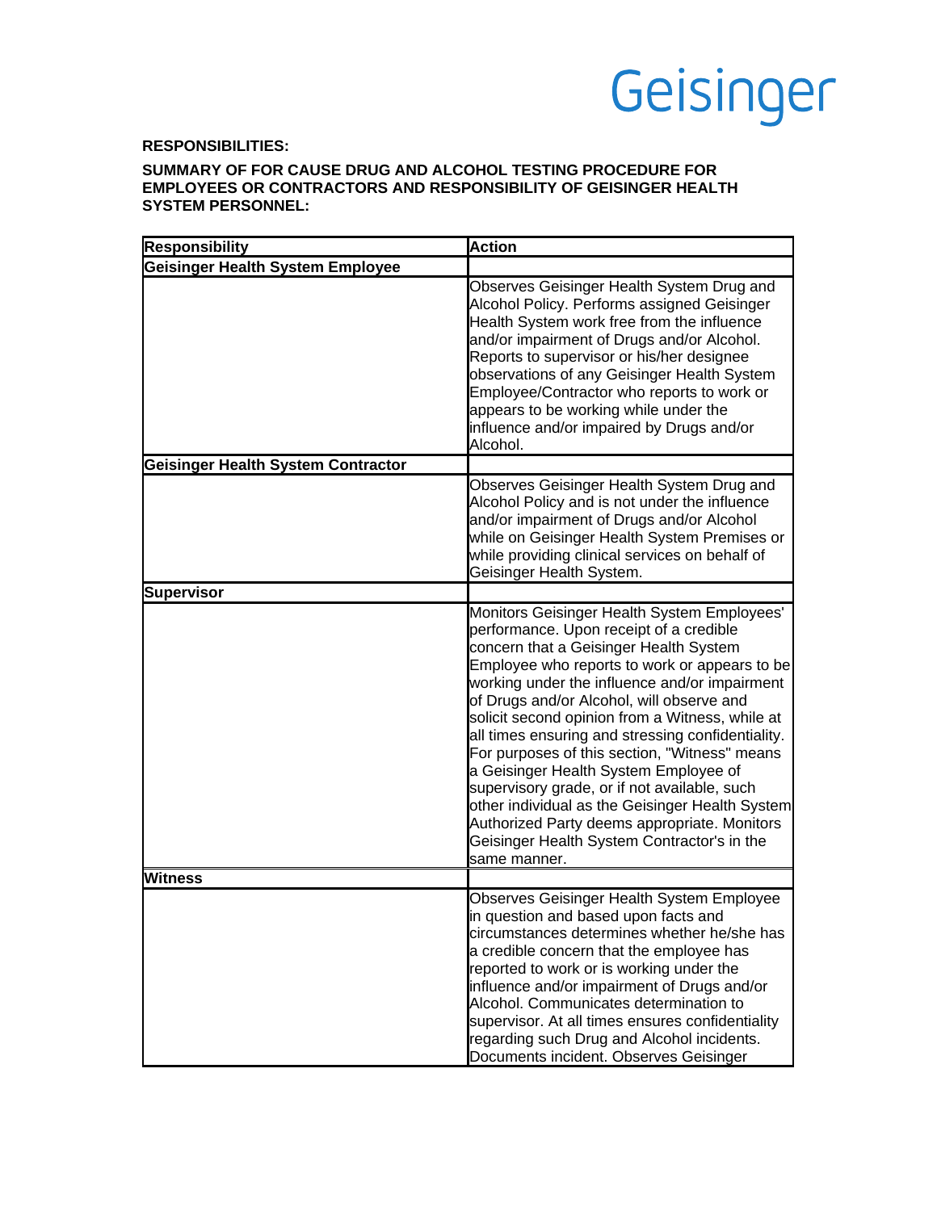**RESPONSIBILITIES:**

**SUMMARY OF FOR CAUSE DRUG AND ALCOHOL TESTING PROCEDURE FOR EMPLOYEES OR CONTRACTORS AND RESPONSIBILITY OF GEISINGER HEALTH SYSTEM PERSONNEL:**

| Responsibility | Action |
|---|---|
| **Geisinger Health System Employee** | |
| | Observes Geisinger Health System Drug and Alcohol Policy. Performs assigned Geisinger Health System work free from the influence and/or impairment of Drugs and/or Alcohol. Reports to supervisor or his/her designee observations of any Geisinger Health System Employee/Contractor who reports to work or appears to be working while under the influence and/or impaired by Drugs and/or Alcohol. |
| **Geisinger Health System Contractor** | |
| | Observes Geisinger Health System Drug and Alcohol Policy and is not under the influence and/or impairment of Drugs and/or Alcohol while on Geisinger Health System Premises or while providing clinical services on behalf of Geisinger Health System. |
| **Supervisor** | |
| | Monitors Geisinger Health System Employees' performance. Upon receipt of a credible concern that a Geisinger Health System Employee who reports to work or appears to be working under the influence and/or impairment of Drugs and/or Alcohol, will observe and solicit second opinion from a Witness, while at all times ensuring and stressing confidentiality. For purposes of this section, "Witness" means a Geisinger Health System Employee of supervisory grade, or if not available, such other individual as the Geisinger Health System Authorized Party deems appropriate. Monitors Geisinger Health System Contractor's in the same manner. |
| **Witness** | |
| | Observes Geisinger Health System Employee in question and based upon facts and circumstances determines whether he/she has a credible concern that the employee has reported to work or is working under the influence and/or impairment of Drugs and/or Alcohol. Communicates determination to supervisor. At all times ensures confidentiality regarding such Drug and Alcohol incidents. Documents incident. Observes Geisinger |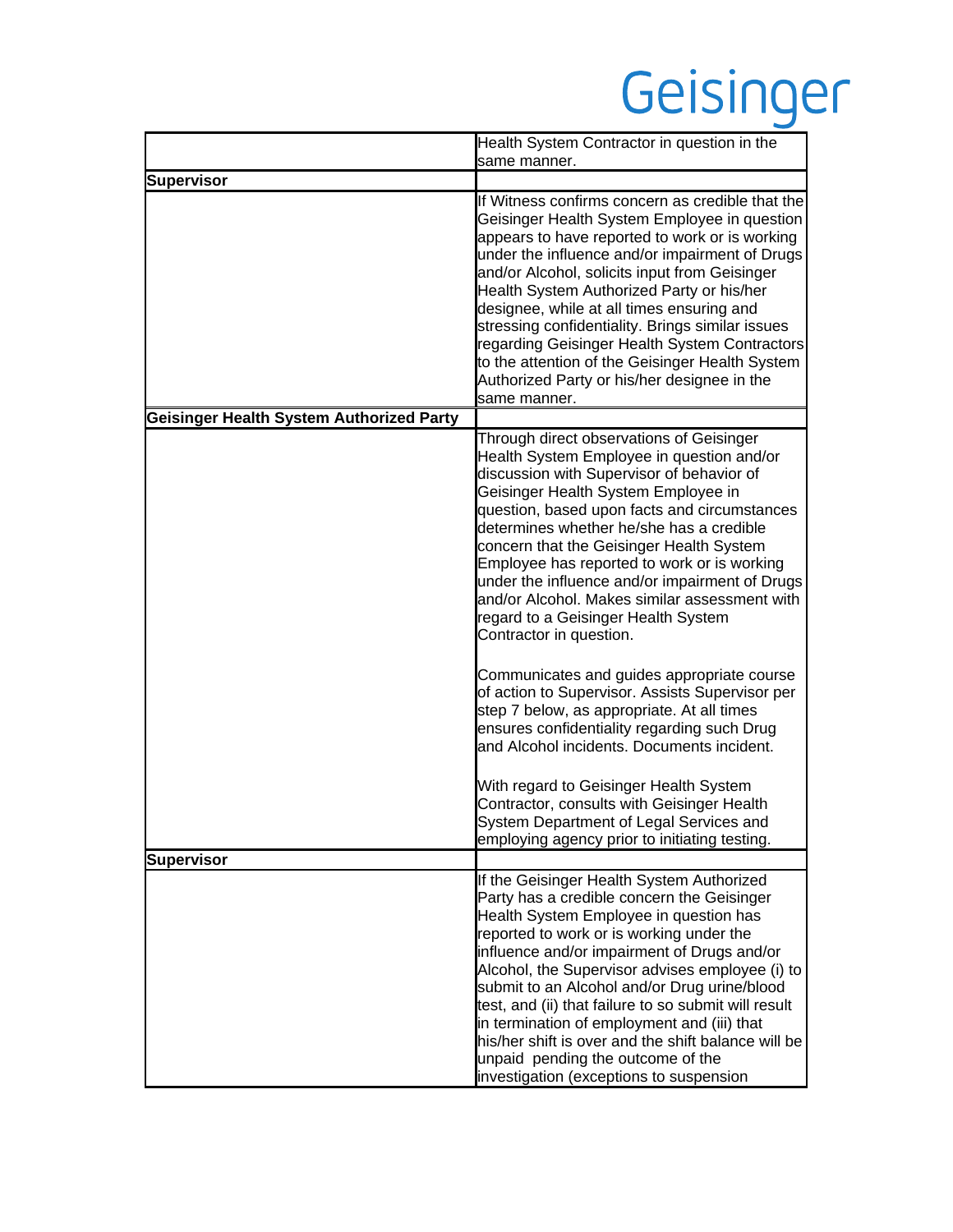| | |
|---|---|
| | Health System Contractor in question in the same manner. |
| **Supervisor** | |
| | If Witness confirms concern as credible that the Geisinger Health System Employee in question appears to have reported to work or is working under the influence and/or impairment of Drugs and/or Alcohol, solicits input from Geisinger Health System Authorized Party or his/her designee, while at all times ensuring and stressing confidentiality. Brings similar issues regarding Geisinger Health System Contractors to the attention of the Geisinger Health System Authorized Party or his/her designee in the same manner. |
| **Geisinger Health System Authorized Party** | |
| | Through direct observations of Geisinger Health System Employee in question and/or discussion with Supervisor of behavior of Geisinger Health System Employee in question, based upon facts and circumstances determines whether he/she has a credible concern that the Geisinger Health System Employee has reported to work or is working under the influence and/or impairment of Drugs and/or Alcohol. Makes similar assessment with regard to a Geisinger Health System Contractor in question.<br><br>Communicates and guides appropriate course of action to Supervisor. Assists Supervisor per step 7 below, as appropriate. At all times ensures confidentiality regarding such Drug and Alcohol incidents. Documents incident.<br><br>With regard to Geisinger Health System Contractor, consults with Geisinger Health System Department of Legal Services and employing agency prior to initiating testing. |
| **Supervisor** | |
| | If the Geisinger Health System Authorized Party has a credible concern the Geisinger Health System Employee in question has reported to work or is working under the influence and/or impairment of Drugs and/or Alcohol, the Supervisor advises employee (i) to submit to an Alcohol and/or Drug urine/blood test, and (ii) that failure to so submit will result in termination of employment and (iii) that his/her shift is over and the shift balance will be unpaid pending the outcome of the investigation (exceptions to suspension |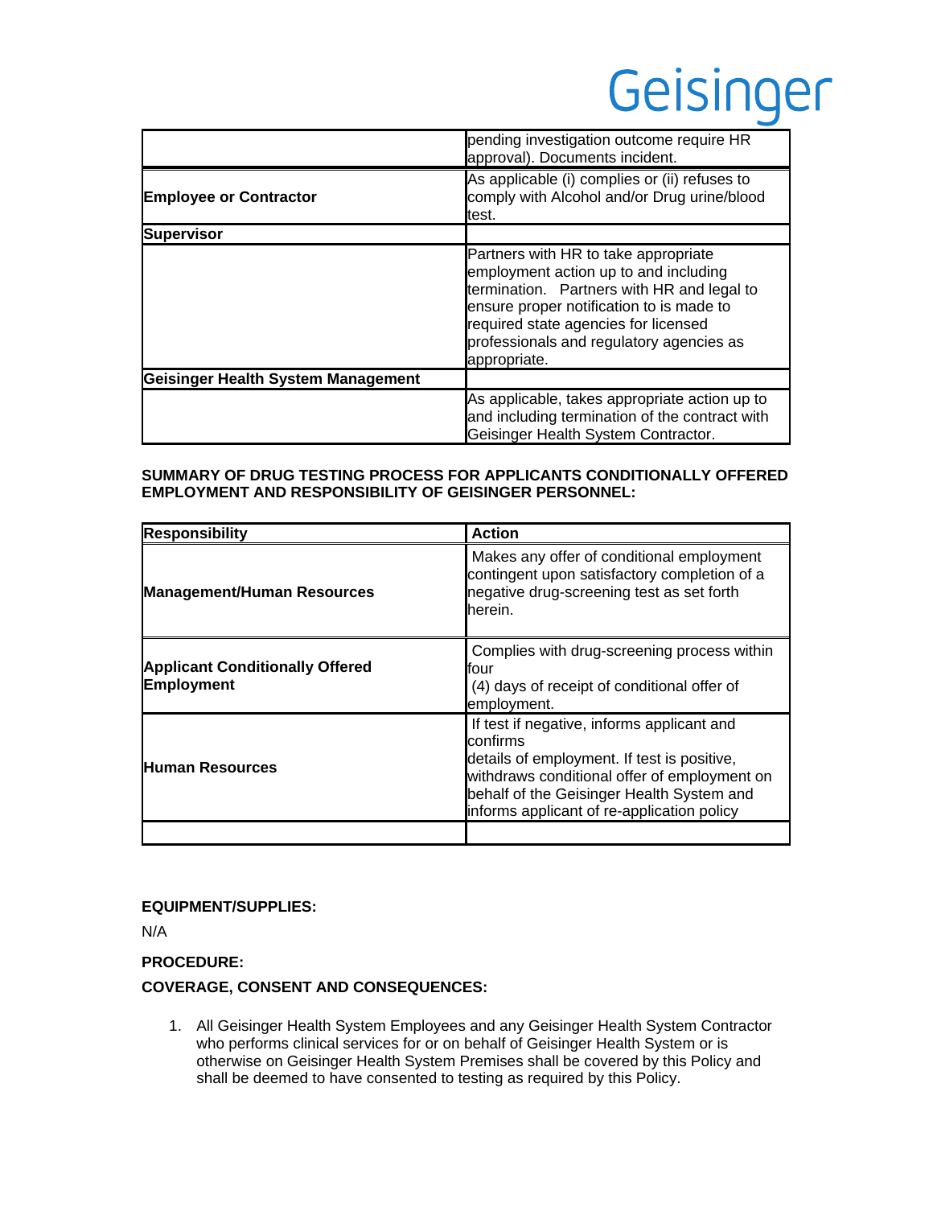| | |
|---|---|
| | pending investigation outcome require HR approval). Documents incident. |
| **Employee or Contractor** | As applicable (i) complies or (ii) refuses to comply with Alcohol and/or Drug urine/blood test. |
| **Supervisor** | |
| | Partners with HR to take appropriate employment action up to and including termination. Partners with HR and legal to ensure proper notification to is made to required state agencies for licensed professionals and regulatory agencies as appropriate. |
| **Geisinger Health System Management** | |
| | As applicable, takes appropriate action up to and including termination of the contract with Geisinger Health System Contractor. |

**SUMMARY OF DRUG TESTING PROCESS FOR APPLICANTS CONDITIONALLY OFFERED EMPLOYMENT AND RESPONSIBILITY OF GEISINGER PERSONNEL:**

| Responsibility | Action |
|---|---|
| **Management/Human Resources** | Makes any offer of conditional employment contingent upon satisfactory completion of a negative drug-screening test as set forth herein. |
| **Applicant Conditionally Offered Employment** | Complies with drug-screening process within four (4) days of receipt of conditional offer of employment. |
| **Human Resources** | If test if negative, informs applicant and confirms details of employment. If test is positive, withdraws conditional offer of employment on behalf of the Geisinger Health System and informs applicant of re-application policy |
| | |

**EQUIPMENT/SUPPLIES:**

N/A

**PROCEDURE:**

**COVERAGE, CONSENT AND CONSEQUENCES:**

1. All Geisinger Health System Employees and any Geisinger Health System Contractor who performs clinical services for or on behalf of Geisinger Health System or is otherwise on Geisinger Health System Premises shall be covered by this Policy and shall be deemed to have consented to testing as required by this Policy.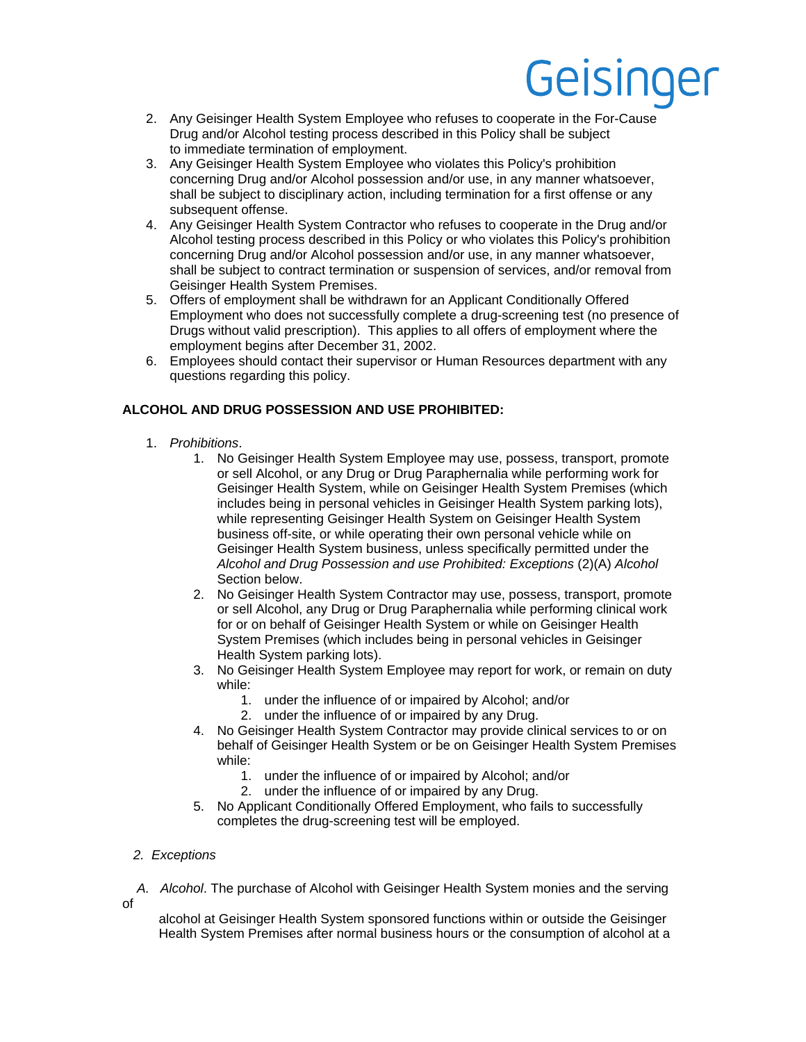2. Any Geisinger Health System Employee who refuses to cooperate in the For-Cause Drug and/or Alcohol testing process described in this Policy shall be subject to immediate termination of employment.
3. Any Geisinger Health System Employee who violates this Policy's prohibition concerning Drug and/or Alcohol possession and/or use, in any manner whatsoever, shall be subject to disciplinary action, including termination for a first offense or any subsequent offense.
4. Any Geisinger Health System Contractor who refuses to cooperate in the Drug and/or Alcohol testing process described in this Policy or who violates this Policy's prohibition concerning Drug and/or Alcohol possession and/or use, in any manner whatsoever, shall be subject to contract termination or suspension of services, and/or removal from Geisinger Health System Premises.
5. Offers of employment shall be withdrawn for an Applicant Conditionally Offered Employment who does not successfully complete a drug-screening test (no presence of Drugs without valid prescription). This applies to all offers of employment where the employment begins after December 31, 2002.
6. Employees should contact their supervisor or Human Resources department with any questions regarding this policy.

**ALCOHOL AND DRUG POSSESSION AND USE PROHIBITED:**

1. *Prohibitions*.
    1. No Geisinger Health System Employee may use, possess, transport, promote or sell Alcohol, or any Drug or Drug Paraphernalia while performing work for Geisinger Health System, while on Geisinger Health System Premises (which includes being in personal vehicles in Geisinger Health System parking lots), while representing Geisinger Health System on Geisinger Health System business off-site, or while operating their own personal vehicle while on Geisinger Health System business, unless specifically permitted under the *Alcohol and Drug Possession and use Prohibited: Exceptions* (2)(A) *Alcohol* Section below.
    2. No Geisinger Health System Contractor may use, possess, transport, promote or sell Alcohol, any Drug or Drug Paraphernalia while performing clinical work for or on behalf of Geisinger Health System or while on Geisinger Health System Premises (which includes being in personal vehicles in Geisinger Health System parking lots).
    3. No Geisinger Health System Employee may report for work, or remain on duty while:
        1. under the influence of or impaired by Alcohol; and/or
        2. under the influence of or impaired by any Drug.
    4. No Geisinger Health System Contractor may provide clinical services to or on behalf of Geisinger Health System or be on Geisinger Health System Premises while:
        1. under the influence of or impaired by Alcohol; and/or
        2. under the influence of or impaired by any Drug.
    5. No Applicant Conditionally Offered Employment, who fails to successfully completes the drug-screening test will be employed.

2. *Exceptions*

*A. Alcohol*. The purchase of Alcohol with Geisinger Health System monies and the serving of alcohol at Geisinger Health System sponsored functions within or outside the Geisinger Health System Premises after normal business hours or the consumption of alcohol at a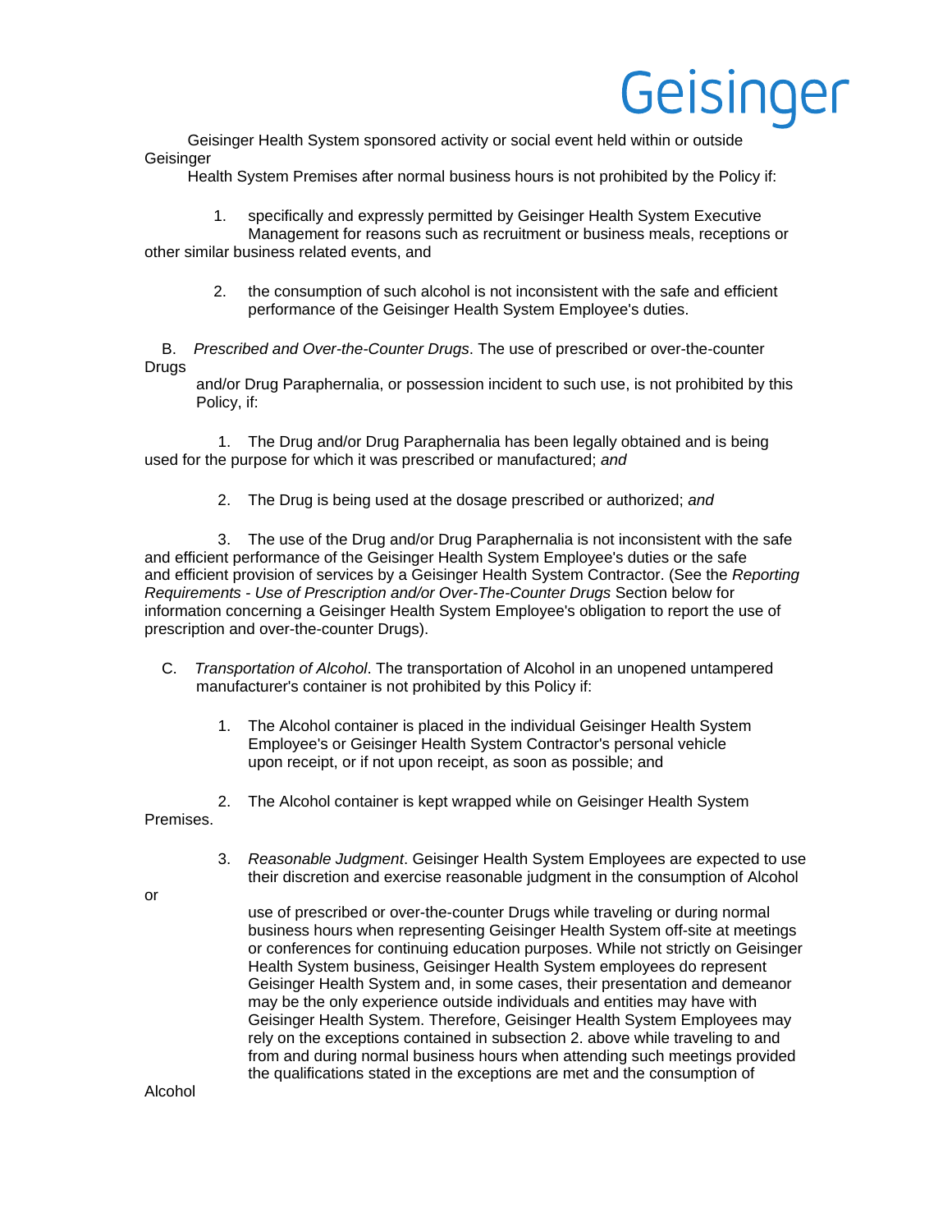Geisinger Health System sponsored activity or social event held within or outside Geisinger Health System Premises after normal business hours is not prohibited by the Policy if:

1. specifically and expressly permitted by Geisinger Health System Executive Management for reasons such as recruitment or business meals, receptions or other similar business related events, and

2. the consumption of such alcohol is not inconsistent with the safe and efficient performance of the Geisinger Health System Employee's duties.

B. *Prescribed and Over-the-Counter Drugs*. The use of prescribed or over-the-counter Drugs and/or Drug Paraphernalia, or possession incident to such use, is not prohibited by this Policy, if:

1. The Drug and/or Drug Paraphernalia has been legally obtained and is being used for the purpose for which it was prescribed or manufactured; *and*

2. The Drug is being used at the dosage prescribed or authorized; *and*

3. The use of the Drug and/or Drug Paraphernalia is not inconsistent with the safe and efficient performance of the Geisinger Health System Employee's duties or the safe and efficient provision of services by a Geisinger Health System Contractor. (See the *Reporting Requirements - Use of Prescription and/or Over-The-Counter Drugs* Section below for information concerning a Geisinger Health System Employee's obligation to report the use of prescription and over-the-counter Drugs).

C. *Transportation of Alcohol*. The transportation of Alcohol in an unopened untampered manufacturer's container is not prohibited by this Policy if:

1. The Alcohol container is placed in the individual Geisinger Health System Employee's or Geisinger Health System Contractor's personal vehicle upon receipt, or if not upon receipt, as soon as possible; and

2. The Alcohol container is kept wrapped while on Geisinger Health System Premises.

3. *Reasonable Judgment*. Geisinger Health System Employees are expected to use their discretion and exercise reasonable judgment in the consumption of Alcohol or use of prescribed or over-the-counter Drugs while traveling or during normal business hours when representing Geisinger Health System off-site at meetings or conferences for continuing education purposes. While not strictly on Geisinger Health System business, Geisinger Health System employees do represent Geisinger Health System and, in some cases, their presentation and demeanor may be the only experience outside individuals and entities may have with Geisinger Health System. Therefore, Geisinger Health System Employees may rely on the exceptions contained in subsection 2. above while traveling to and from and during normal business hours when attending such meetings provided the qualifications stated in the exceptions are met and the consumption of Alcohol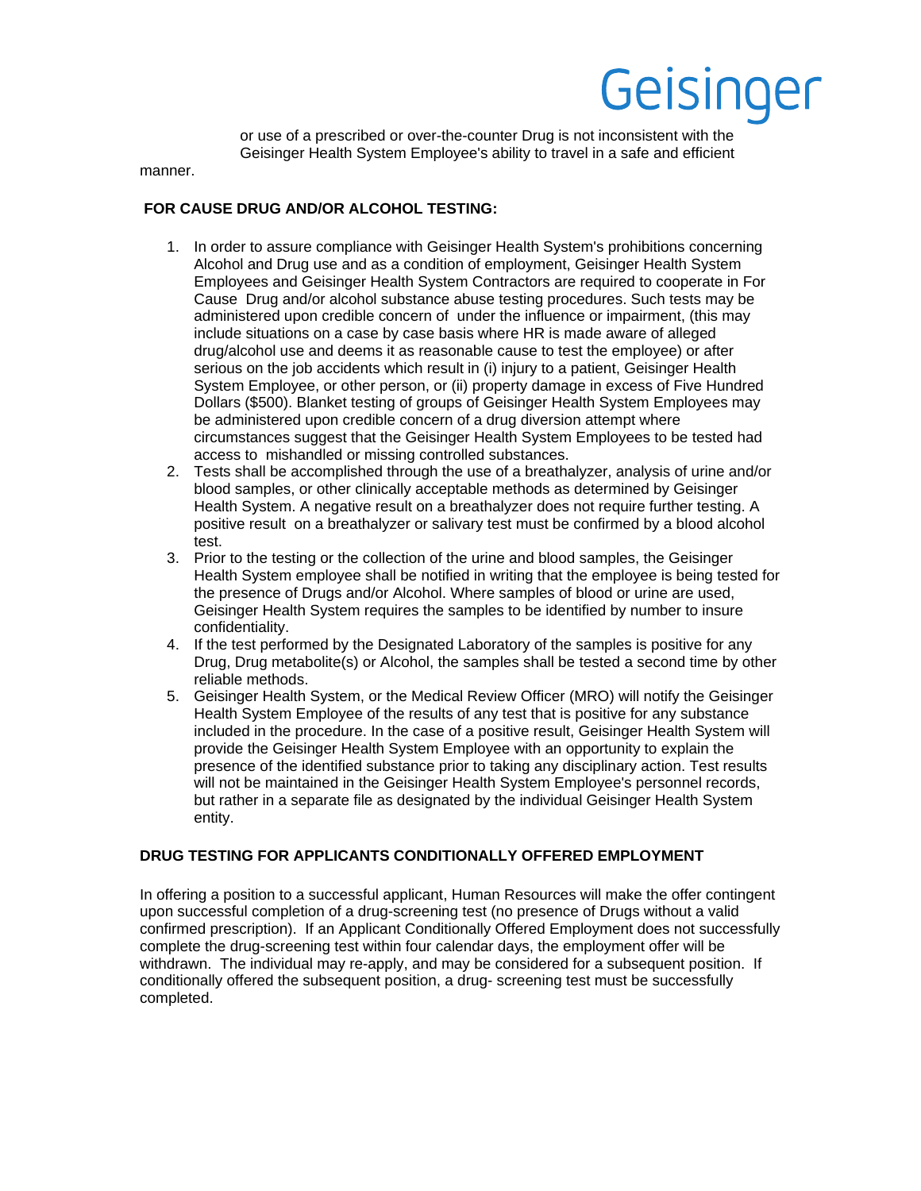or use of a prescribed or over-the-counter Drug is not inconsistent with the Geisinger Health System Employee's ability to travel in a safe and efficient manner.

**FOR CAUSE DRUG AND/OR ALCOHOL TESTING:**

1. In order to assure compliance with Geisinger Health System's prohibitions concerning Alcohol and Drug use and as a condition of employment, Geisinger Health System Employees and Geisinger Health System Contractors are required to cooperate in For Cause Drug and/or alcohol substance abuse testing procedures. Such tests may be administered upon credible concern of under the influence or impairment, (this may include situations on a case by case basis where HR is made aware of alleged drug/alcohol use and deems it as reasonable cause to test the employee) or after serious on the job accidents which result in (i) injury to a patient, Geisinger Health System Employee, or other person, or (ii) property damage in excess of Five Hundred Dollars ($500). Blanket testing of groups of Geisinger Health System Employees may be administered upon credible concern of a drug diversion attempt where circumstances suggest that the Geisinger Health System Employees to be tested had access to mishandled or missing controlled substances.
2. Tests shall be accomplished through the use of a breathalyzer, analysis of urine and/or blood samples, or other clinically acceptable methods as determined by Geisinger Health System. A negative result on a breathalyzer does not require further testing. A positive result on a breathalyzer or salivary test must be confirmed by a blood alcohol test.
3. Prior to the testing or the collection of the urine and blood samples, the Geisinger Health System employee shall be notified in writing that the employee is being tested for the presence of Drugs and/or Alcohol. Where samples of blood or urine are used, Geisinger Health System requires the samples to be identified by number to insure confidentiality.
4. If the test performed by the Designated Laboratory of the samples is positive for any Drug, Drug metabolite(s) or Alcohol, the samples shall be tested a second time by other reliable methods.
5. Geisinger Health System, or the Medical Review Officer (MRO) will notify the Geisinger Health System Employee of the results of any test that is positive for any substance included in the procedure. In the case of a positive result, Geisinger Health System will provide the Geisinger Health System Employee with an opportunity to explain the presence of the identified substance prior to taking any disciplinary action. Test results will not be maintained in the Geisinger Health System Employee's personnel records, but rather in a separate file as designated by the individual Geisinger Health System entity.

**DRUG TESTING FOR APPLICANTS CONDITIONALLY OFFERED EMPLOYMENT**

In offering a position to a successful applicant, Human Resources will make the offer contingent upon successful completion of a drug-screening test (no presence of Drugs without a valid confirmed prescription). If an Applicant Conditionally Offered Employment does not successfully complete the drug-screening test within four calendar days, the employment offer will be withdrawn. The individual may re-apply, and may be considered for a subsequent position. If conditionally offered the subsequent position, a drug- screening test must be successfully completed.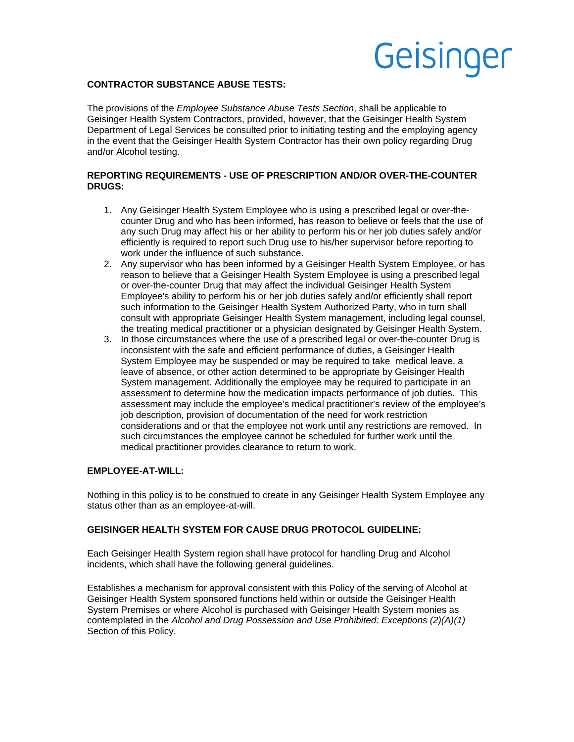**CONTRACTOR SUBSTANCE ABUSE TESTS:**

The provisions of the *Employee Substance Abuse Tests Section*, shall be applicable to Geisinger Health System Contractors, provided, however, that the Geisinger Health System Department of Legal Services be consulted prior to initiating testing and the employing agency in the event that the Geisinger Health System Contractor has their own policy regarding Drug and/or Alcohol testing.

**REPORTING REQUIREMENTS - USE OF PRESCRIPTION AND/OR OVER-THE-COUNTER DRUGS:**

1. Any Geisinger Health System Employee who is using a prescribed legal or over-the-counter Drug and who has been informed, has reason to believe or feels that the use of any such Drug may affect his or her ability to perform his or her job duties safely and/or efficiently is required to report such Drug use to his/her supervisor before reporting to work under the influence of such substance.
2. Any supervisor who has been informed by a Geisinger Health System Employee, or has reason to believe that a Geisinger Health System Employee is using a prescribed legal or over-the-counter Drug that may affect the individual Geisinger Health System Employee's ability to perform his or her job duties safely and/or efficiently shall report such information to the Geisinger Health System Authorized Party, who in turn shall consult with appropriate Geisinger Health System management, including legal counsel, the treating medical practitioner or a physician designated by Geisinger Health System.
3. In those circumstances where the use of a prescribed legal or over-the-counter Drug is inconsistent with the safe and efficient performance of duties, a Geisinger Health System Employee may be suspended or may be required to take medical leave, a leave of absence, or other action determined to be appropriate by Geisinger Health System management. Additionally the employee may be required to participate in an assessment to determine how the medication impacts performance of job duties. This assessment may include the employee's medical practitioner's review of the employee's job description, provision of documentation of the need for work restriction considerations and or that the employee not work until any restrictions are removed. In such circumstances the employee cannot be scheduled for further work until the medical practitioner provides clearance to return to work.

**EMPLOYEE-AT-WILL:**

Nothing in this policy is to be construed to create in any Geisinger Health System Employee any status other than as an employee-at-will.

**GEISINGER HEALTH SYSTEM FOR CAUSE DRUG PROTOCOL GUIDELINE:**

Each Geisinger Health System region shall have protocol for handling Drug and Alcohol incidents, which shall have the following general guidelines.

Establishes a mechanism for approval consistent with this Policy of the serving of Alcohol at Geisinger Health System sponsored functions held within or outside the Geisinger Health System Premises or where Alcohol is purchased with Geisinger Health System monies as contemplated in the *Alcohol and Drug Possession and Use Prohibited: Exceptions (2)(A)(1)* Section of this Policy.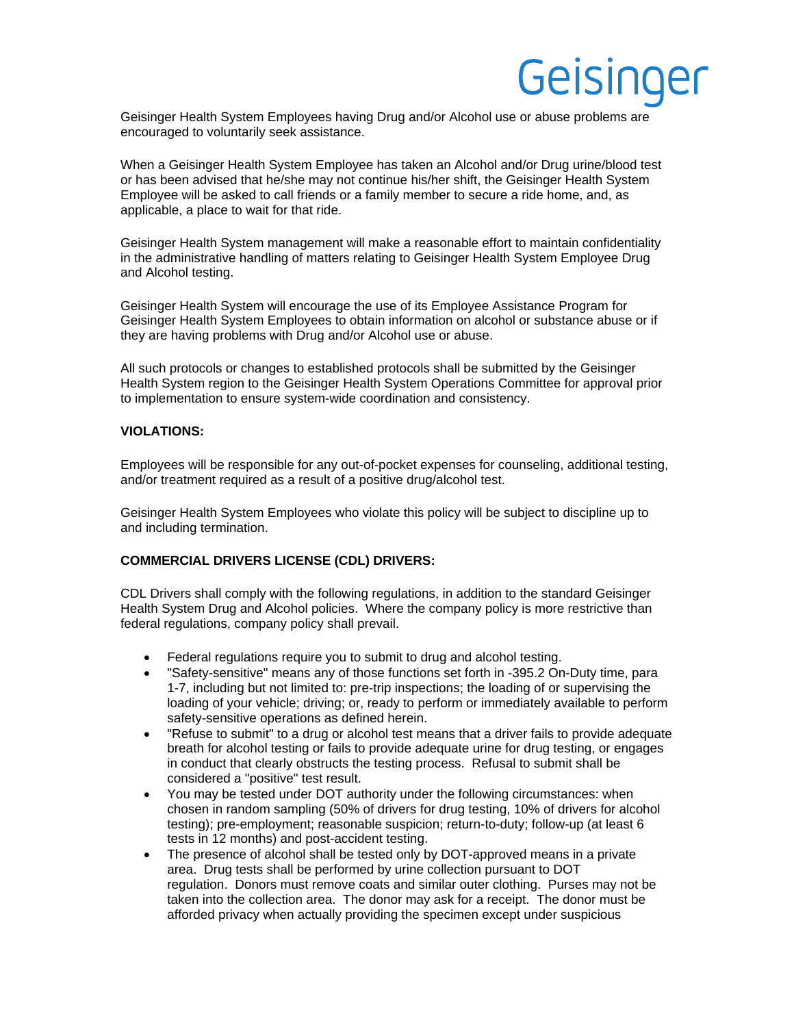Geisinger Health System Employees having Drug and/or Alcohol use or abuse problems are encouraged to voluntarily seek assistance.

When a Geisinger Health System Employee has taken an Alcohol and/or Drug urine/blood test or has been advised that he/she may not continue his/her shift, the Geisinger Health System Employee will be asked to call friends or a family member to secure a ride home, and, as applicable, a place to wait for that ride.

Geisinger Health System management will make a reasonable effort to maintain confidentiality in the administrative handling of matters relating to Geisinger Health System Employee Drug and Alcohol testing.

Geisinger Health System will encourage the use of its Employee Assistance Program for Geisinger Health System Employees to obtain information on alcohol or substance abuse or if they are having problems with Drug and/or Alcohol use or abuse.

All such protocols or changes to established protocols shall be submitted by the Geisinger Health System region to the Geisinger Health System Operations Committee for approval prior to implementation to ensure system-wide coordination and consistency.

**VIOLATIONS:**

Employees will be responsible for any out-of-pocket expenses for counseling, additional testing, and/or treatment required as a result of a positive drug/alcohol test.

Geisinger Health System Employees who violate this policy will be subject to discipline up to and including termination.

**COMMERCIAL DRIVERS LICENSE (CDL) DRIVERS:**

CDL Drivers shall comply with the following regulations, in addition to the standard Geisinger Health System Drug and Alcohol policies. Where the company policy is more restrictive than federal regulations, company policy shall prevail.

- Federal regulations require you to submit to drug and alcohol testing.
- "Safety-sensitive" means any of those functions set forth in -395.2 On-Duty time, para 1-7, including but not limited to: pre-trip inspections; the loading of or supervising the loading of your vehicle; driving; or, ready to perform or immediately available to perform safety-sensitive operations as defined herein.
- "Refuse to submit" to a drug or alcohol test means that a driver fails to provide adequate breath for alcohol testing or fails to provide adequate urine for drug testing, or engages in conduct that clearly obstructs the testing process. Refusal to submit shall be considered a "positive" test result.
- You may be tested under DOT authority under the following circumstances: when chosen in random sampling (50% of drivers for drug testing, 10% of drivers for alcohol testing); pre-employment; reasonable suspicion; return-to-duty; follow-up (at least 6 tests in 12 months) and post-accident testing.
- The presence of alcohol shall be tested only by DOT-approved means in a private area. Drug tests shall be performed by urine collection pursuant to DOT regulation. Donors must remove coats and similar outer clothing. Purses may not be taken into the collection area. The donor may ask for a receipt. The donor must be afforded privacy when actually providing the specimen except under suspicious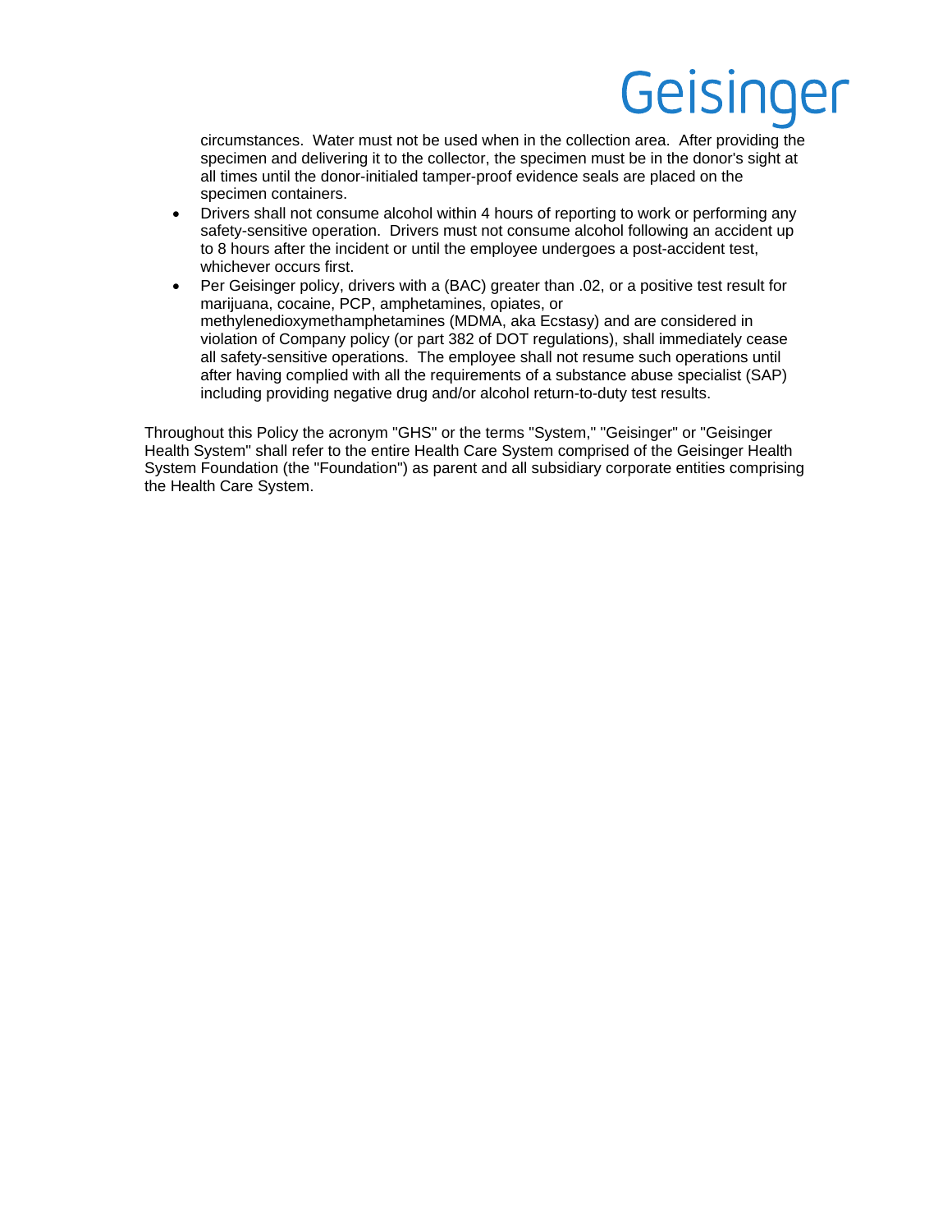circumstances. Water must not be used when in the collection area. After providing the specimen and delivering it to the collector, the specimen must be in the donor's sight at all times until the donor-initialed tamper-proof evidence seals are placed on the specimen containers.

- Drivers shall not consume alcohol within 4 hours of reporting to work or performing any safety-sensitive operation. Drivers must not consume alcohol following an accident up to 8 hours after the incident or until the employee undergoes a post-accident test, whichever occurs first.
- Per Geisinger policy, drivers with a (BAC) greater than .02, or a positive test result for marijuana, cocaine, PCP, amphetamines, opiates, or methylenedioxymethamphetamines (MDMA, aka Ecstasy) and are considered in violation of Company policy (or part 382 of DOT regulations), shall immediately cease all safety-sensitive operations. The employee shall not resume such operations until after having complied with all the requirements of a substance abuse specialist (SAP) including providing negative drug and/or alcohol return-to-duty test results.

Throughout this Policy the acronym "GHS" or the terms "System," "Geisinger" or "Geisinger Health System" shall refer to the entire Health Care System comprised of the Geisinger Health System Foundation (the "Foundation") as parent and all subsidiary corporate entities comprising the Health Care System.